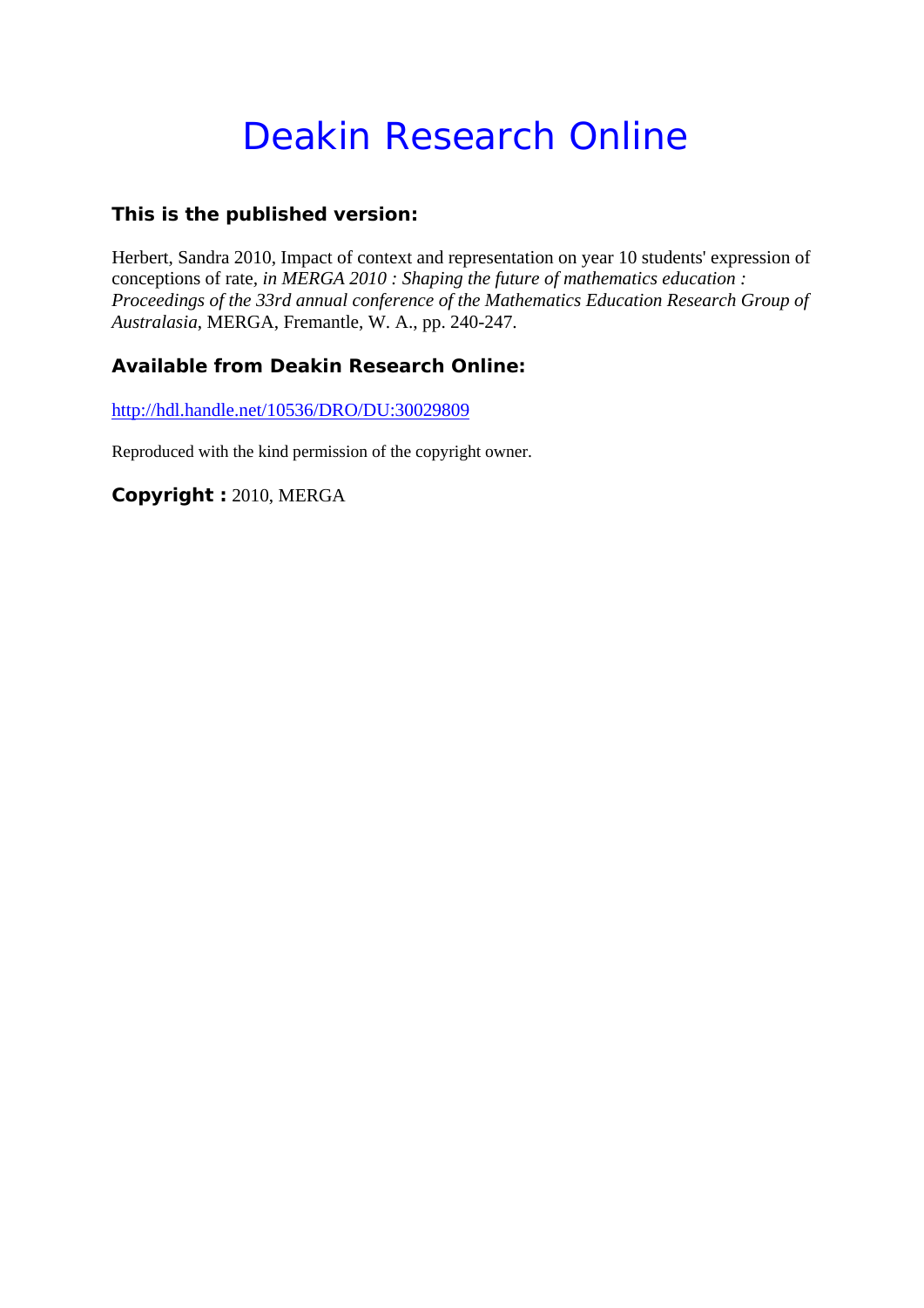# Deakin Research Online

### This is the published version:

Herbert, Sandra 2010, Impact of context and representation on year 10 students' expression of conceptions of rate*, in MERGA 2010 : Shaping the future of mathematics education : Proceedings of the 33rd annual conference of the Mathematics Education Research Group of Australasia*, MERGA, Fremantle, W. A., pp. 240-247.

### Available from Deakin Research Online:

http://hdl.handle.net/10536/DRO/DU:30029809

Reproduced with the kind permission of the copyright owner.

**Copyright :** 2010, MERGA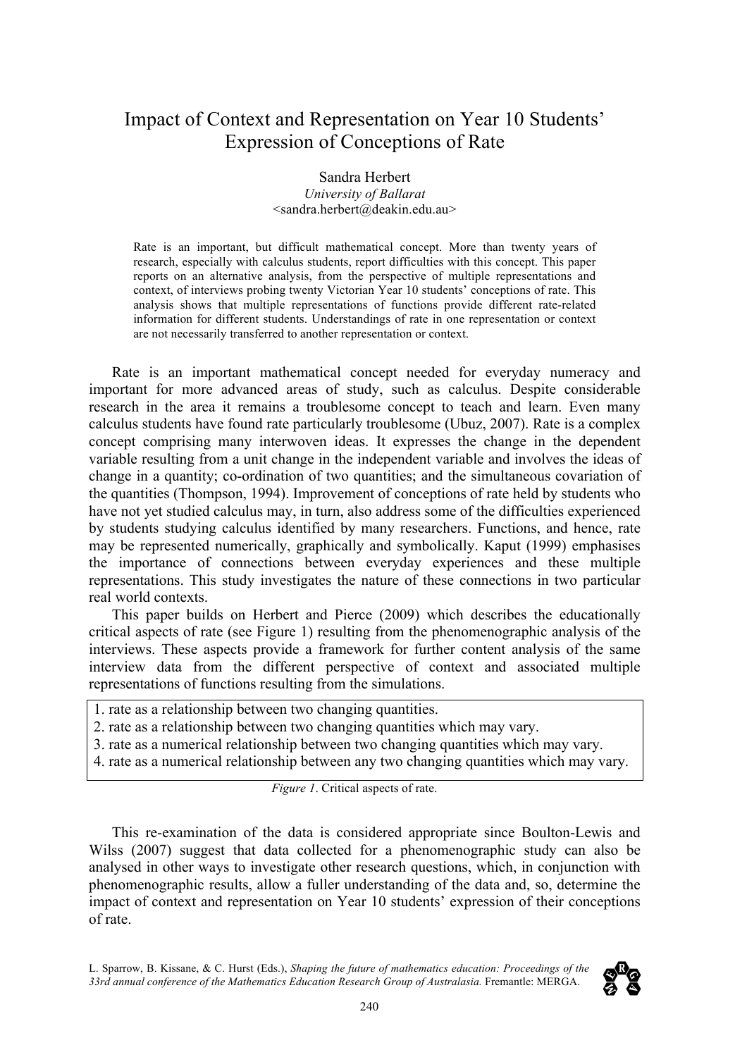# Impact of Context and Representation on Year 10 Students' Expression of Conceptions of Rate

Sandra Herbert
*University of Ballarat*
<sandra.herbert@deakin.edu.au>

Rate is an important, but difficult mathematical concept. More than twenty years of research, especially with calculus students, report difficulties with this concept. This paper reports on an alternative analysis, from the perspective of multiple representations and context, of interviews probing twenty Victorian Year 10 students' conceptions of rate. This analysis shows that multiple representations of functions provide different rate-related information for different students. Understandings of rate in one representation or context are not necessarily transferred to another representation or context.

Rate is an important mathematical concept needed for everyday numeracy and important for more advanced areas of study, such as calculus. Despite considerable research in the area it remains a troublesome concept to teach and learn. Even many calculus students have found rate particularly troublesome (Ubuz, 2007). Rate is a complex concept comprising many interwoven ideas. It expresses the change in the dependent variable resulting from a unit change in the independent variable and involves the ideas of change in a quantity; co-ordination of two quantities; and the simultaneous covariation of the quantities (Thompson, 1994). Improvement of conceptions of rate held by students who have not yet studied calculus may, in turn, also address some of the difficulties experienced by students studying calculus identified by many researchers. Functions, and hence, rate may be represented numerically, graphically and symbolically. Kaput (1999) emphasises the importance of connections between everyday experiences and these multiple representations. This study investigates the nature of these connections in two particular real world contexts.

This paper builds on Herbert and Pierce (2009) which describes the educationally critical aspects of rate (see Figure 1) resulting from the phenomenographic analysis of the interviews. These aspects provide a framework for further content analysis of the same interview data from the different perspective of context and associated multiple representations of functions resulting from the simulations.

1. rate as a relationship between two changing quantities.
2. rate as a relationship between two changing quantities which may vary.
3. rate as a numerical relationship between two changing quantities which may vary.
4. rate as a numerical relationship between any two changing quantities which may vary.

*Figure 1*. Critical aspects of rate.

This re-examination of the data is considered appropriate since Boulton-Lewis and Wilss (2007) suggest that data collected for a phenomenographic study can also be analysed in other ways to investigate other research questions, which, in conjunction with phenomenographic results, allow a fuller understanding of the data and, so, determine the impact of context and representation on Year 10 students' expression of their conceptions of rate.

L. Sparrow, B. Kissane, & C. Hurst (Eds.), *Shaping the future of mathematics education: Proceedings of the 33rd annual conference of the Mathematics Education Research Group of Australasia.* Fremantle: MERGA.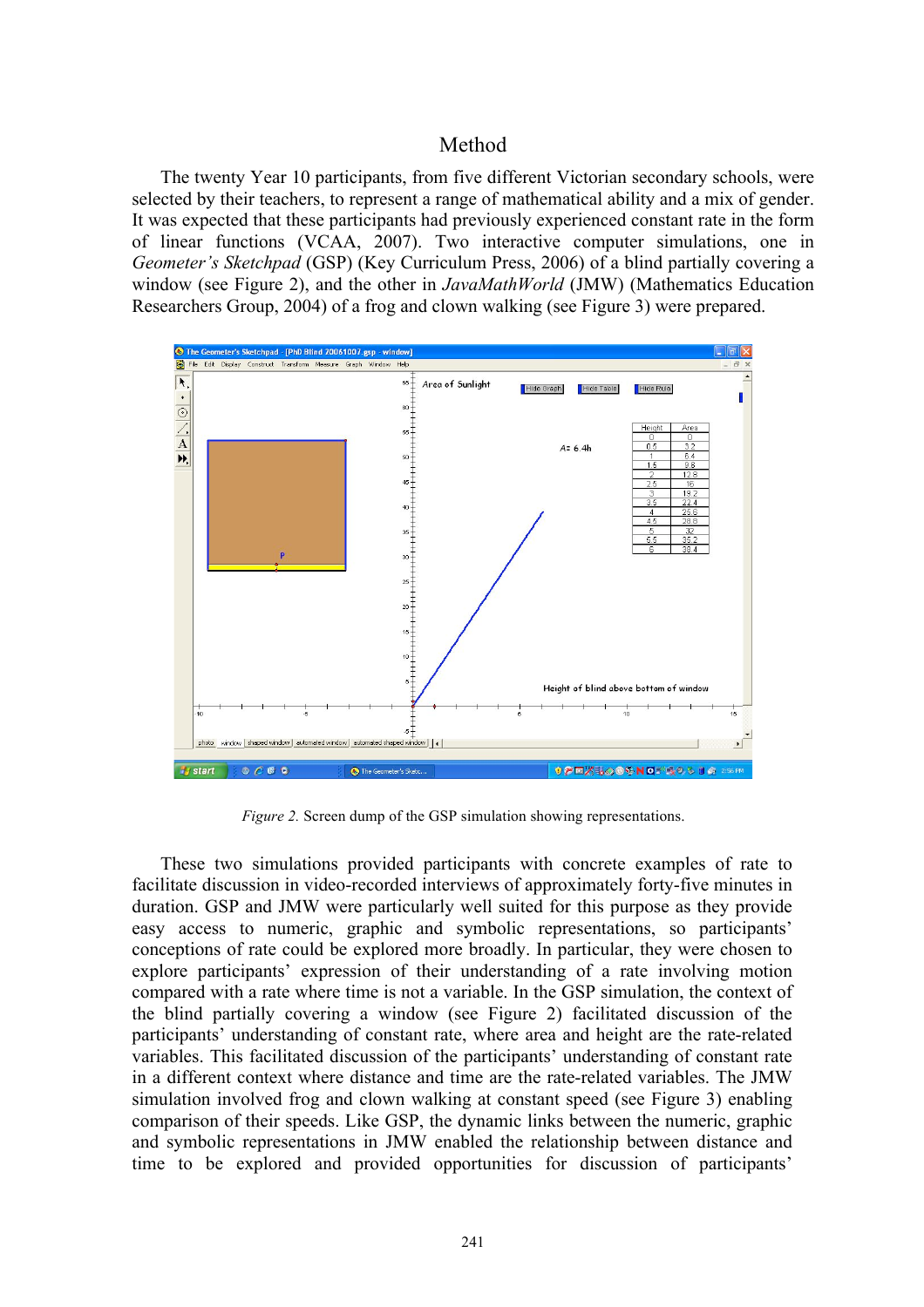## Method

The twenty Year 10 participants, from five different Victorian secondary schools, were selected by their teachers, to represent a range of mathematical ability and a mix of gender. It was expected that these participants had previously experienced constant rate in the form of linear functions (VCAA, 2007). Two interactive computer simulations, one in *Geometer's Sketchpad* (GSP) (Key Curriculum Press, 2006) of a blind partially covering a window (see Figure 2), and the other in *JavaMathWorld* (JMW) (Mathematics Education Researchers Group, 2004) of a frog and clown walking (see Figure 3) were prepared.

*Figure 2.* Screen dump of the GSP simulation showing representations.

These two simulations provided participants with concrete examples of rate to facilitate discussion in video-recorded interviews of approximately forty-five minutes in duration. GSP and JMW were particularly well suited for this purpose as they provide easy access to numeric, graphic and symbolic representations, so participants' conceptions of rate could be explored more broadly. In particular, they were chosen to explore participants' expression of their understanding of a rate involving motion compared with a rate where time is not a variable. In the GSP simulation, the context of the blind partially covering a window (see Figure 2) facilitated discussion of the participants' understanding of constant rate, where area and height are the rate-related variables. This facilitated discussion of the participants' understanding of constant rate in a different context where distance and time are the rate-related variables. The JMW simulation involved frog and clown walking at constant speed (see Figure 3) enabling comparison of their speeds. Like GSP, the dynamic links between the numeric, graphic and symbolic representations in JMW enabled the relationship between distance and time to be explored and provided opportunities for discussion of participants'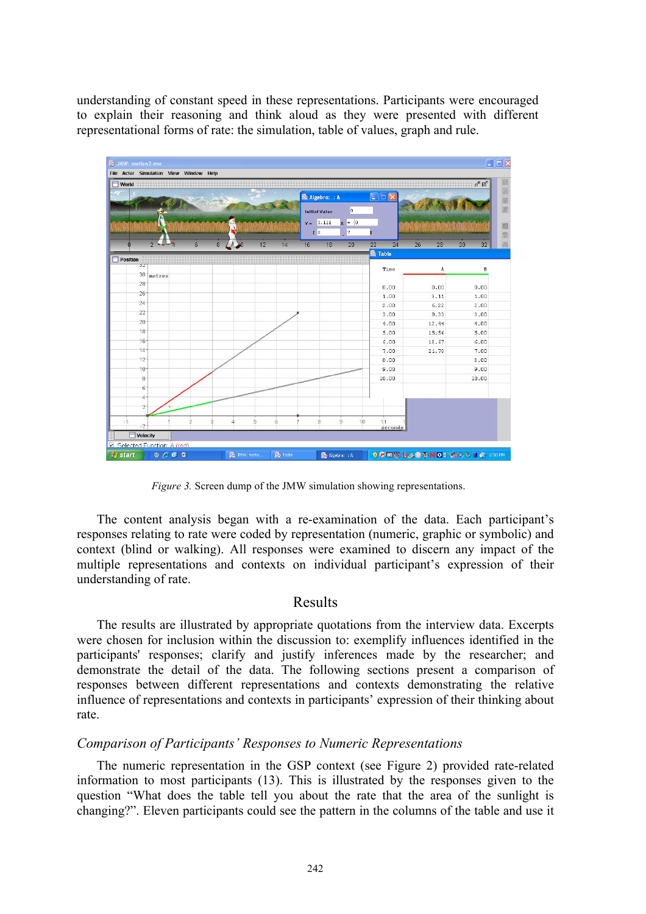understanding of constant speed in these representations. Participants were encouraged to explain their reasoning and think aloud as they were presented with different representational forms of rate: the simulation, table of values, graph and rule.

*Figure 3.* Screen dump of the JMW simulation showing representations.

The content analysis began with a re-examination of the data. Each participant's responses relating to rate were coded by representation (numeric, graphic or symbolic) and context (blind or walking). All responses were examined to discern any impact of the multiple representations and contexts on individual participant's expression of their understanding of rate.

## Results

The results are illustrated by appropriate quotations from the interview data. Excerpts were chosen for inclusion within the discussion to: exemplify influences identified in the participants' responses; clarify and justify inferences made by the researcher; and demonstrate the detail of the data. The following sections present a comparison of responses between different representations and contexts demonstrating the relative influence of representations and contexts in participants' expression of their thinking about rate.

### *Comparison of Participants' Responses to Numeric Representations*

The numeric representation in the GSP context (see Figure 2) provided rate-related information to most participants (13). This is illustrated by the responses given to the question "What does the table tell you about the rate that the area of the sunlight is changing?". Eleven participants could see the pattern in the columns of the table and use it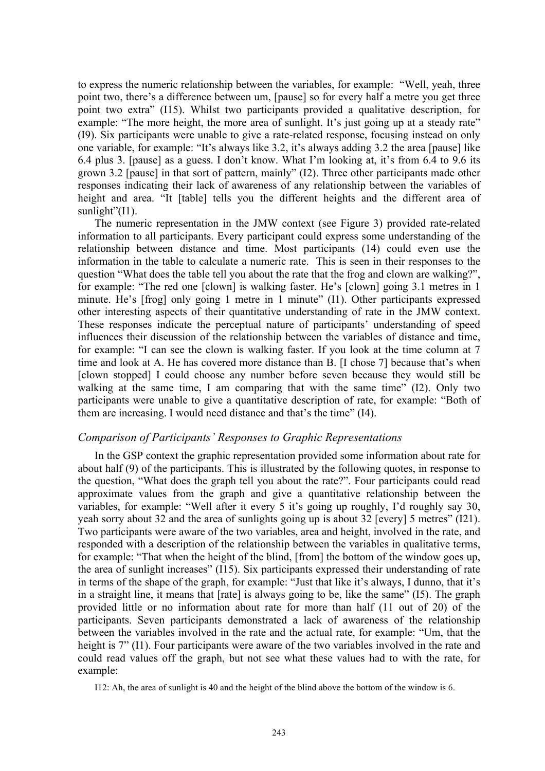to express the numeric relationship between the variables, for example: "Well, yeah, three point two, there's a difference between um, [pause] so for every half a metre you get three point two extra" (I15). Whilst two participants provided a qualitative description, for example: "The more height, the more area of sunlight. It's just going up at a steady rate" (I9). Six participants were unable to give a rate-related response, focusing instead on only one variable, for example: "It's always like 3.2, it's always adding 3.2 the area [pause] like 6.4 plus 3. [pause] as a guess. I don't know. What I'm looking at, it's from 6.4 to 9.6 its grown 3.2 [pause] in that sort of pattern, mainly" (I2). Three other participants made other responses indicating their lack of awareness of any relationship between the variables of height and area. "It [table] tells you the different heights and the different area of sunlight"(I1).

The numeric representation in the JMW context (see Figure 3) provided rate-related information to all participants. Every participant could express some understanding of the relationship between distance and time. Most participants (14) could even use the information in the table to calculate a numeric rate. This is seen in their responses to the question "What does the table tell you about the rate that the frog and clown are walking?", for example: "The red one [clown] is walking faster. He's [clown] going 3.1 metres in 1 minute. He's [frog] only going 1 metre in 1 minute" (I1). Other participants expressed other interesting aspects of their quantitative understanding of rate in the JMW context. These responses indicate the perceptual nature of participants' understanding of speed influences their discussion of the relationship between the variables of distance and time, for example: "I can see the clown is walking faster. If you look at the time column at 7 time and look at A. He has covered more distance than B. [I chose 7] because that's when [clown stopped] I could choose any number before seven because they would still be walking at the same time, I am comparing that with the same time" (I2). Only two participants were unable to give a quantitative description of rate, for example: "Both of them are increasing. I would need distance and that's the time" (I4).

### *Comparison of Participants' Responses to Graphic Representations*

In the GSP context the graphic representation provided some information about rate for about half (9) of the participants. This is illustrated by the following quotes, in response to the question, "What does the graph tell you about the rate?". Four participants could read approximate values from the graph and give a quantitative relationship between the variables, for example: "Well after it every 5 it's going up roughly, I'd roughly say 30, yeah sorry about 32 and the area of sunlights going up is about 32 [every] 5 metres" (I21). Two participants were aware of the two variables, area and height, involved in the rate, and responded with a description of the relationship between the variables in qualitative terms, for example: "That when the height of the blind, [from] the bottom of the window goes up, the area of sunlight increases" (I15). Six participants expressed their understanding of rate in terms of the shape of the graph, for example: "Just that like it's always, I dunno, that it's in a straight line, it means that [rate] is always going to be, like the same" (I5). The graph provided little or no information about rate for more than half (11 out of 20) of the participants. Seven participants demonstrated a lack of awareness of the relationship between the variables involved in the rate and the actual rate, for example: "Um, that the height is 7" (I1). Four participants were aware of the two variables involved in the rate and could read values off the graph, but not see what these values had to with the rate, for example:

I12: Ah, the area of sunlight is 40 and the height of the blind above the bottom of the window is 6.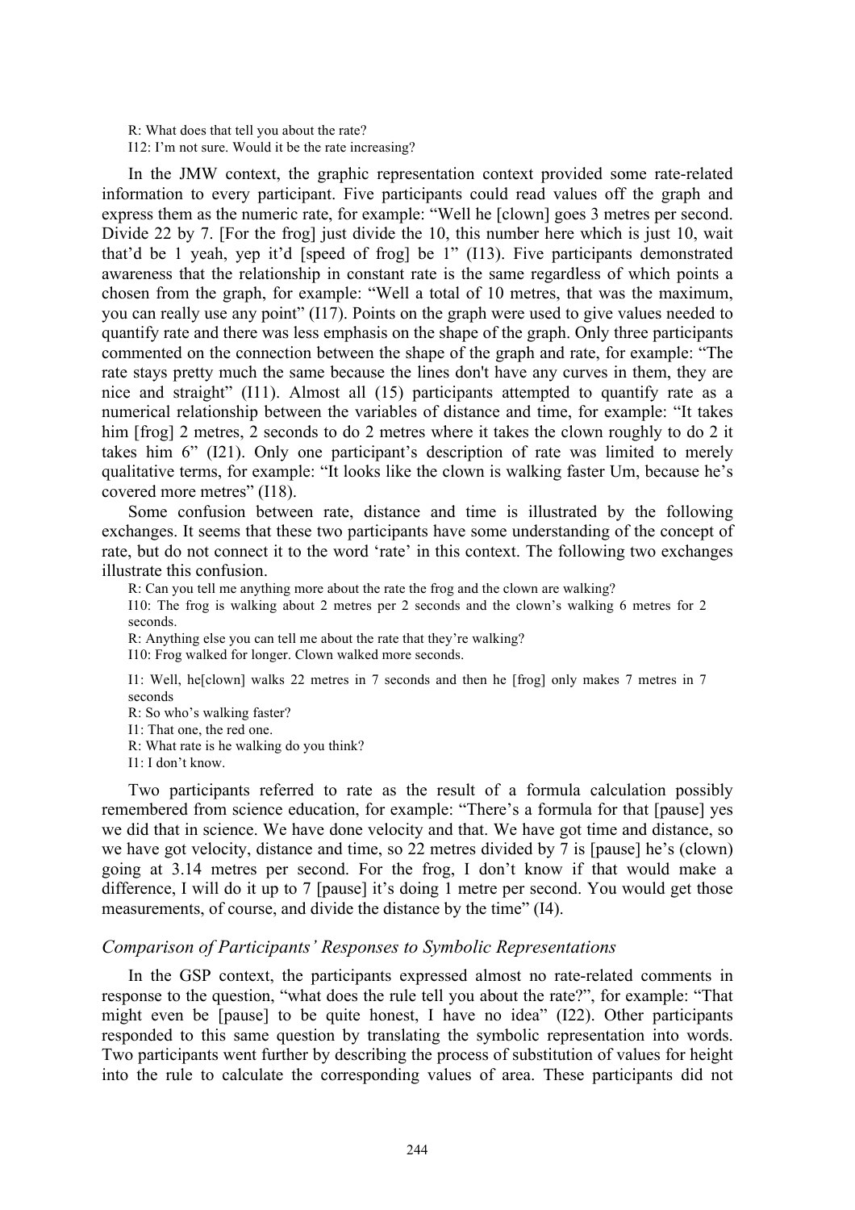R: What does that tell you about the rate?
I12: I'm not sure. Would it be the rate increasing?

In the JMW context, the graphic representation context provided some rate-related information to every participant. Five participants could read values off the graph and express them as the numeric rate, for example: "Well he [clown] goes 3 metres per second. Divide 22 by 7. [For the frog] just divide the 10, this number here which is just 10, wait that'd be 1 yeah, yep it'd [speed of frog] be 1" (I13). Five participants demonstrated awareness that the relationship in constant rate is the same regardless of which points a chosen from the graph, for example: "Well a total of 10 metres, that was the maximum, you can really use any point" (I17). Points on the graph were used to give values needed to quantify rate and there was less emphasis on the shape of the graph. Only three participants commented on the connection between the shape of the graph and rate, for example: "The rate stays pretty much the same because the lines don't have any curves in them, they are nice and straight" (I11). Almost all (15) participants attempted to quantify rate as a numerical relationship between the variables of distance and time, for example: "It takes him [frog] 2 metres, 2 seconds to do 2 metres where it takes the clown roughly to do 2 it takes him 6" (I21). Only one participant's description of rate was limited to merely qualitative terms, for example: "It looks like the clown is walking faster Um, because he's covered more metres" (I18).

Some confusion between rate, distance and time is illustrated by the following exchanges. It seems that these two participants have some understanding of the concept of rate, but do not connect it to the word 'rate' in this context. The following two exchanges illustrate this confusion.

R: Can you tell me anything more about the rate the frog and the clown are walking?
I10: The frog is walking about 2 metres per 2 seconds and the clown's walking 6 metres for 2 seconds.
R: Anything else you can tell me about the rate that they're walking?
I10: Frog walked for longer. Clown walked more seconds.

I1: Well, he[clown] walks 22 metres in 7 seconds and then he [frog] only makes 7 metres in 7 seconds
R: So who's walking faster?
I1: That one, the red one.
R: What rate is he walking do you think?
I1: I don't know.

Two participants referred to rate as the result of a formula calculation possibly remembered from science education, for example: "There's a formula for that [pause] yes we did that in science. We have done velocity and that. We have got time and distance, so we have got velocity, distance and time, so 22 metres divided by 7 is [pause] he's (clown) going at 3.14 metres per second. For the frog, I don't know if that would make a difference, I will do it up to 7 [pause] it's doing 1 metre per second. You would get those measurements, of course, and divide the distance by the time" (I4).

### *Comparison of Participants' Responses to Symbolic Representations*

In the GSP context, the participants expressed almost no rate-related comments in response to the question, "what does the rule tell you about the rate?", for example: "That might even be [pause] to be quite honest, I have no idea" (I22). Other participants responded to this same question by translating the symbolic representation into words. Two participants went further by describing the process of substitution of values for height into the rule to calculate the corresponding values of area. These participants did not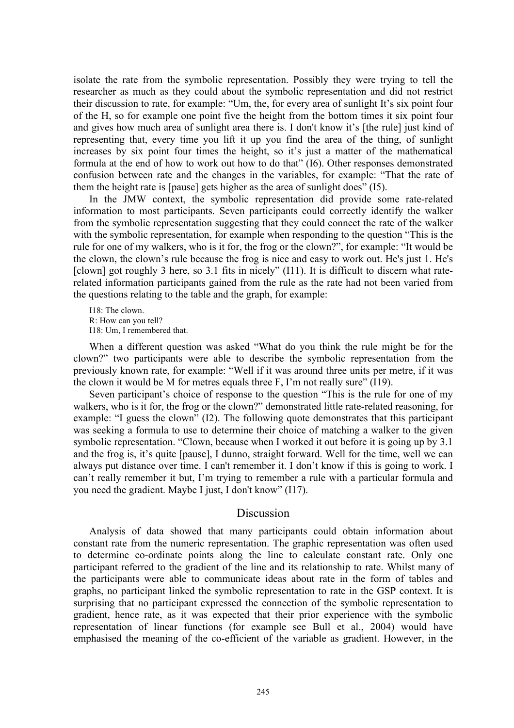isolate the rate from the symbolic representation. Possibly they were trying to tell the researcher as much as they could about the symbolic representation and did not restrict their discussion to rate, for example: "Um, the, for every area of sunlight It's six point four of the H, so for example one point five the height from the bottom times it six point four and gives how much area of sunlight area there is. I don't know it's [the rule] just kind of representing that, every time you lift it up you find the area of the thing, of sunlight increases by six point four times the height, so it's just a matter of the mathematical formula at the end of how to work out how to do that" (I6). Other responses demonstrated confusion between rate and the changes in the variables, for example: "That the rate of them the height rate is [pause] gets higher as the area of sunlight does" (I5).

In the JMW context, the symbolic representation did provide some rate-related information to most participants. Seven participants could correctly identify the walker from the symbolic representation suggesting that they could connect the rate of the walker with the symbolic representation, for example when responding to the question "This is the rule for one of my walkers, who is it for, the frog or the clown?", for example: "It would be the clown, the clown's rule because the frog is nice and easy to work out. He's just 1. He's [clown] got roughly 3 here, so 3.1 fits in nicely" (I11). It is difficult to discern what rate-related information participants gained from the rule as the rate had not been varied from the questions relating to the table and the graph, for example:

> I18: The clown.
> R: How can you tell?
> I18: Um, I remembered that.

When a different question was asked "What do you think the rule might be for the clown?" two participants were able to describe the symbolic representation from the previously known rate, for example: "Well if it was around three units per metre, if it was the clown it would be M for metres equals three F, I'm not really sure" (I19).

Seven participant's choice of response to the question "This is the rule for one of my walkers, who is it for, the frog or the clown?" demonstrated little rate-related reasoning, for example: "I guess the clown" (I2). The following quote demonstrates that this participant was seeking a formula to use to determine their choice of matching a walker to the given symbolic representation. "Clown, because when I worked it out before it is going up by 3.1 and the frog is, it's quite [pause], I dunno, straight forward. Well for the time, well we can always put distance over time. I can't remember it. I don't know if this is going to work. I can't really remember it but, I'm trying to remember a rule with a particular formula and you need the gradient. Maybe I just, I don't know" (I17).

## Discussion

Analysis of data showed that many participants could obtain information about constant rate from the numeric representation. The graphic representation was often used to determine co-ordinate points along the line to calculate constant rate. Only one participant referred to the gradient of the line and its relationship to rate. Whilst many of the participants were able to communicate ideas about rate in the form of tables and graphs, no participant linked the symbolic representation to rate in the GSP context. It is surprising that no participant expressed the connection of the symbolic representation to gradient, hence rate, as it was expected that their prior experience with the symbolic representation of linear functions (for example see Bull et al., 2004) would have emphasised the meaning of the co-efficient of the variable as gradient. However, in the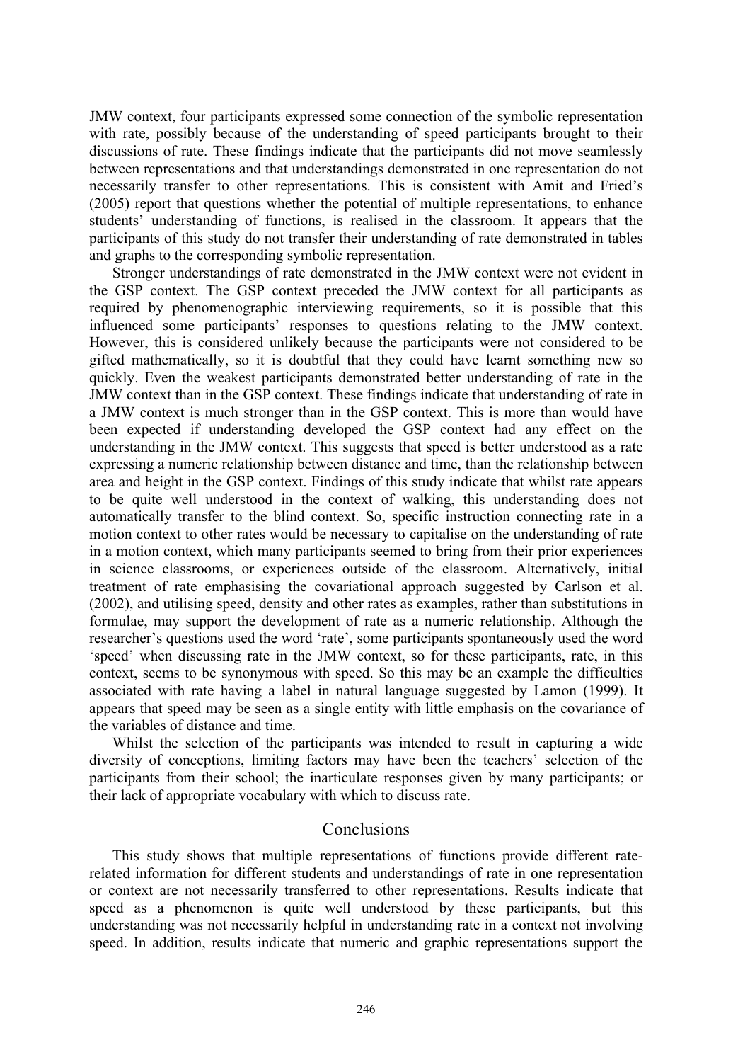JMW context, four participants expressed some connection of the symbolic representation with rate, possibly because of the understanding of speed participants brought to their discussions of rate. These findings indicate that the participants did not move seamlessly between representations and that understandings demonstrated in one representation do not necessarily transfer to other representations. This is consistent with Amit and Fried's (2005) report that questions whether the potential of multiple representations, to enhance students' understanding of functions, is realised in the classroom. It appears that the participants of this study do not transfer their understanding of rate demonstrated in tables and graphs to the corresponding symbolic representation.

Stronger understandings of rate demonstrated in the JMW context were not evident in the GSP context. The GSP context preceded the JMW context for all participants as required by phenomenographic interviewing requirements, so it is possible that this influenced some participants' responses to questions relating to the JMW context. However, this is considered unlikely because the participants were not considered to be gifted mathematically, so it is doubtful that they could have learnt something new so quickly. Even the weakest participants demonstrated better understanding of rate in the JMW context than in the GSP context. These findings indicate that understanding of rate in a JMW context is much stronger than in the GSP context. This is more than would have been expected if understanding developed the GSP context had any effect on the understanding in the JMW context. This suggests that speed is better understood as a rate expressing a numeric relationship between distance and time, than the relationship between area and height in the GSP context. Findings of this study indicate that whilst rate appears to be quite well understood in the context of walking, this understanding does not automatically transfer to the blind context. So, specific instruction connecting rate in a motion context to other rates would be necessary to capitalise on the understanding of rate in a motion context, which many participants seemed to bring from their prior experiences in science classrooms, or experiences outside of the classroom. Alternatively, initial treatment of rate emphasising the covariational approach suggested by Carlson et al. (2002), and utilising speed, density and other rates as examples, rather than substitutions in formulae, may support the development of rate as a numeric relationship. Although the researcher's questions used the word 'rate', some participants spontaneously used the word 'speed' when discussing rate in the JMW context, so for these participants, rate, in this context, seems to be synonymous with speed. So this may be an example the difficulties associated with rate having a label in natural language suggested by Lamon (1999). It appears that speed may be seen as a single entity with little emphasis on the covariance of the variables of distance and time.

Whilst the selection of the participants was intended to result in capturing a wide diversity of conceptions, limiting factors may have been the teachers' selection of the participants from their school; the inarticulate responses given by many participants; or their lack of appropriate vocabulary with which to discuss rate.

## Conclusions

This study shows that multiple representations of functions provide different rate-related information for different students and understandings of rate in one representation or context are not necessarily transferred to other representations. Results indicate that speed as a phenomenon is quite well understood by these participants, but this understanding was not necessarily helpful in understanding rate in a context not involving speed. In addition, results indicate that numeric and graphic representations support the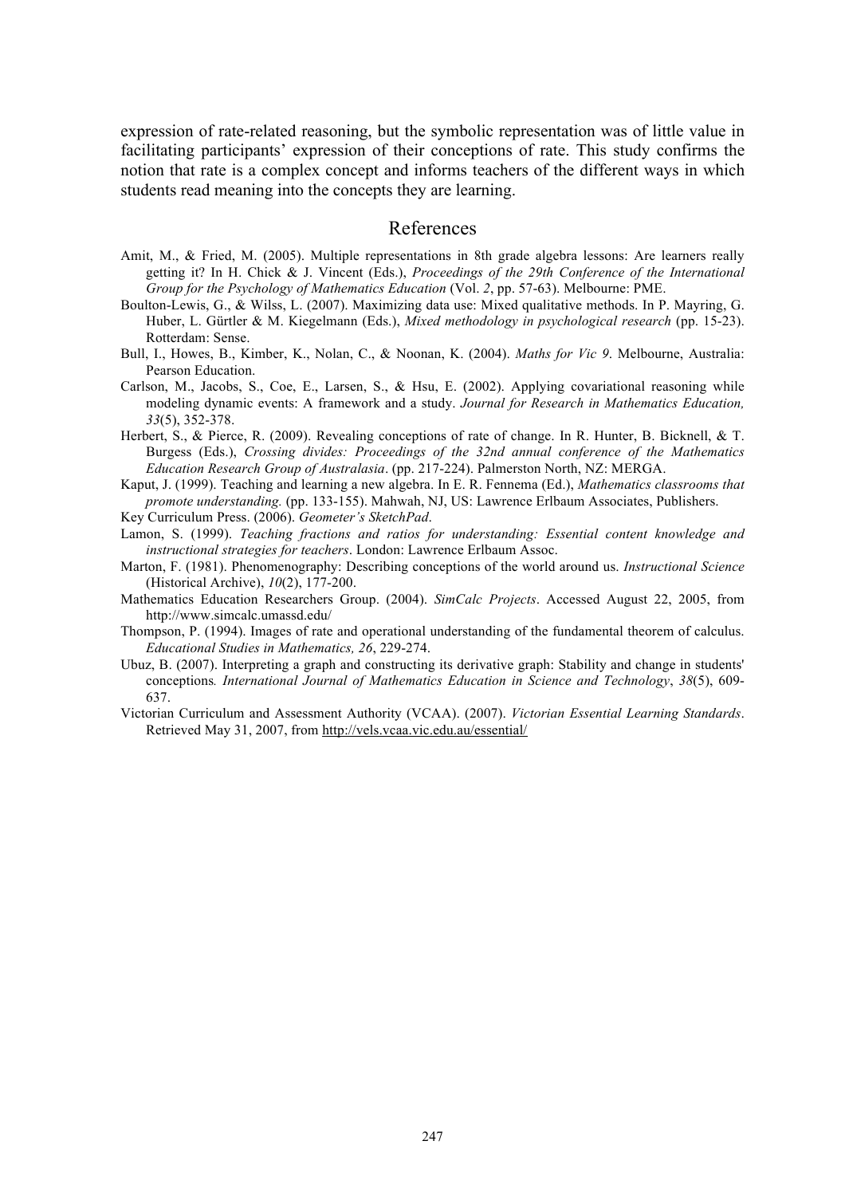expression of rate-related reasoning, but the symbolic representation was of little value in facilitating participants' expression of their conceptions of rate. This study confirms the notion that rate is a complex concept and informs teachers of the different ways in which students read meaning into the concepts they are learning.

## References

Amit, M., & Fried, M. (2005). Multiple representations in 8th grade algebra lessons: Are learners really getting it? In H. Chick & J. Vincent (Eds.), *Proceedings of the 29th Conference of the International Group for the Psychology of Mathematics Education* (Vol. *2*, pp. 57-63). Melbourne: PME.

Boulton-Lewis, G., & Wilss, L. (2007). Maximizing data use: Mixed qualitative methods. In P. Mayring, G. Huber, L. Gürtler & M. Kiegelmann (Eds.), *Mixed methodology in psychological research* (pp. 15-23). Rotterdam: Sense.

Bull, I., Howes, B., Kimber, K., Nolan, C., & Noonan, K. (2004). *Maths for Vic 9*. Melbourne, Australia: Pearson Education.

Carlson, M., Jacobs, S., Coe, E., Larsen, S., & Hsu, E. (2002). Applying covariational reasoning while modeling dynamic events: A framework and a study. *Journal for Research in Mathematics Education, 33*(5), 352-378.

Herbert, S., & Pierce, R. (2009). Revealing conceptions of rate of change. In R. Hunter, B. Bicknell, & T. Burgess (Eds.), *Crossing divides: Proceedings of the 32nd annual conference of the Mathematics Education Research Group of Australasia*. (pp. 217-224). Palmerston North, NZ: MERGA.

Kaput, J. (1999). Teaching and learning a new algebra. In E. R. Fennema (Ed.), *Mathematics classrooms that promote understanding.* (pp. 133-155). Mahwah, NJ, US: Lawrence Erlbaum Associates, Publishers.

Key Curriculum Press. (2006). *Geometer's SketchPad*.

Lamon, S. (1999). *Teaching fractions and ratios for understanding: Essential content knowledge and instructional strategies for teachers*. London: Lawrence Erlbaum Assoc.

Marton, F. (1981). Phenomenography: Describing conceptions of the world around us. *Instructional Science* (Historical Archive), *10*(2), 177-200.

Mathematics Education Researchers Group. (2004). *SimCalc Projects*. Accessed August 22, 2005, from http://www.simcalc.umassd.edu/

Thompson, P. (1994). Images of rate and operational understanding of the fundamental theorem of calculus. *Educational Studies in Mathematics, 26*, 229-274.

Ubuz, B. (2007). Interpreting a graph and constructing its derivative graph: Stability and change in students' conceptions*. International Journal of Mathematics Education in Science and Technology*, *38*(5), 609-637.

Victorian Curriculum and Assessment Authority (VCAA). (2007). *Victorian Essential Learning Standards*. Retrieved May 31, 2007, from http://vels.vcaa.vic.edu.au/essential/